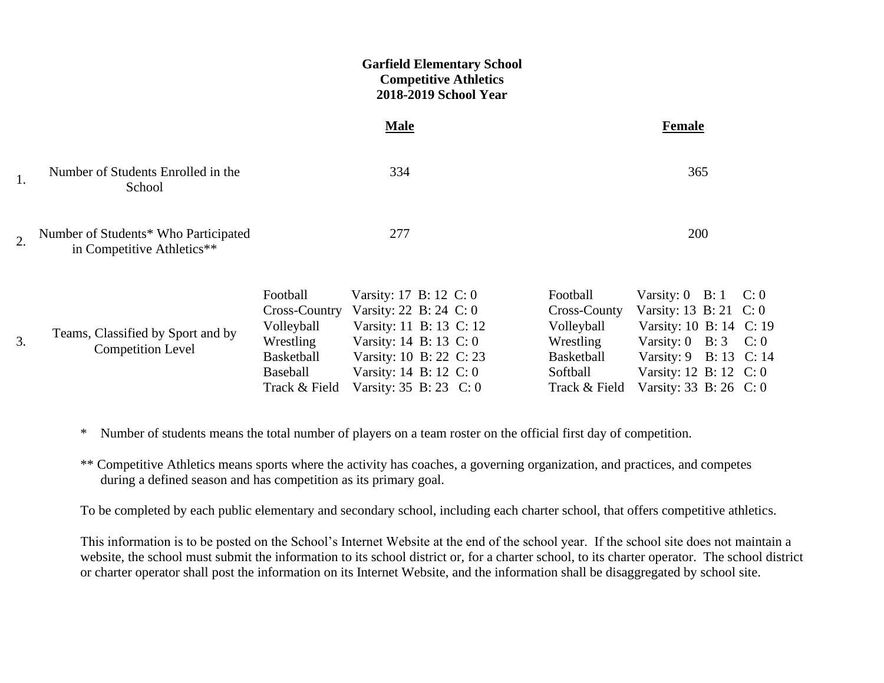**Garfield Elementary School**
**Competitive Athletics**
**2018-2019 School Year**

| | | Male | Female |
|---|---|---|---|
| 1. | Number of Students Enrolled in the School | 334 | 365 |
| 2. | Number of Students* Who Participated in Competitive Athletics** | 277 | 200 |
| 3. | Teams, Classified by Sport and by Competition Level | Football Varsity: 17 B: 12 C: 0<br>Cross-Country Varsity: 22 B: 24 C: 0<br>Volleyball Varsity: 11 B: 13 C: 12<br>Wrestling Varsity: 14 B: 13 C: 0<br>Basketball Varsity: 10 B: 22 C: 23<br>Baseball Varsity: 14 B: 12 C: 0<br>Track & Field Varsity: 35 B: 23 C: 0 | Football Varsity: 0 B: 1 C: 0<br>Cross-County Varsity: 13 B: 21 C: 0<br>Volleyball Varsity: 10 B: 14 C: 19<br>Wrestling Varsity: 0 B: 3 C: 0<br>Basketball Varsity: 9 B: 13 C: 14<br>Softball Varsity: 12 B: 12 C: 0<br>Track & Field Varsity: 33 B: 26 C: 0 |

\* Number of students means the total number of players on a team roster on the official first day of competition.

** Competitive Athletics means sports where the activity has coaches, a governing organization, and practices, and competes during a defined season and has competition as its primary goal.

To be completed by each public elementary and secondary school, including each charter school, that offers competitive athletics.

This information is to be posted on the School's Internet Website at the end of the school year. If the school site does not maintain a website, the school must submit the information to its school district or, for a charter school, to its charter operator. The school district or charter operator shall post the information on its Internet Website, and the information shall be disaggregated by school site.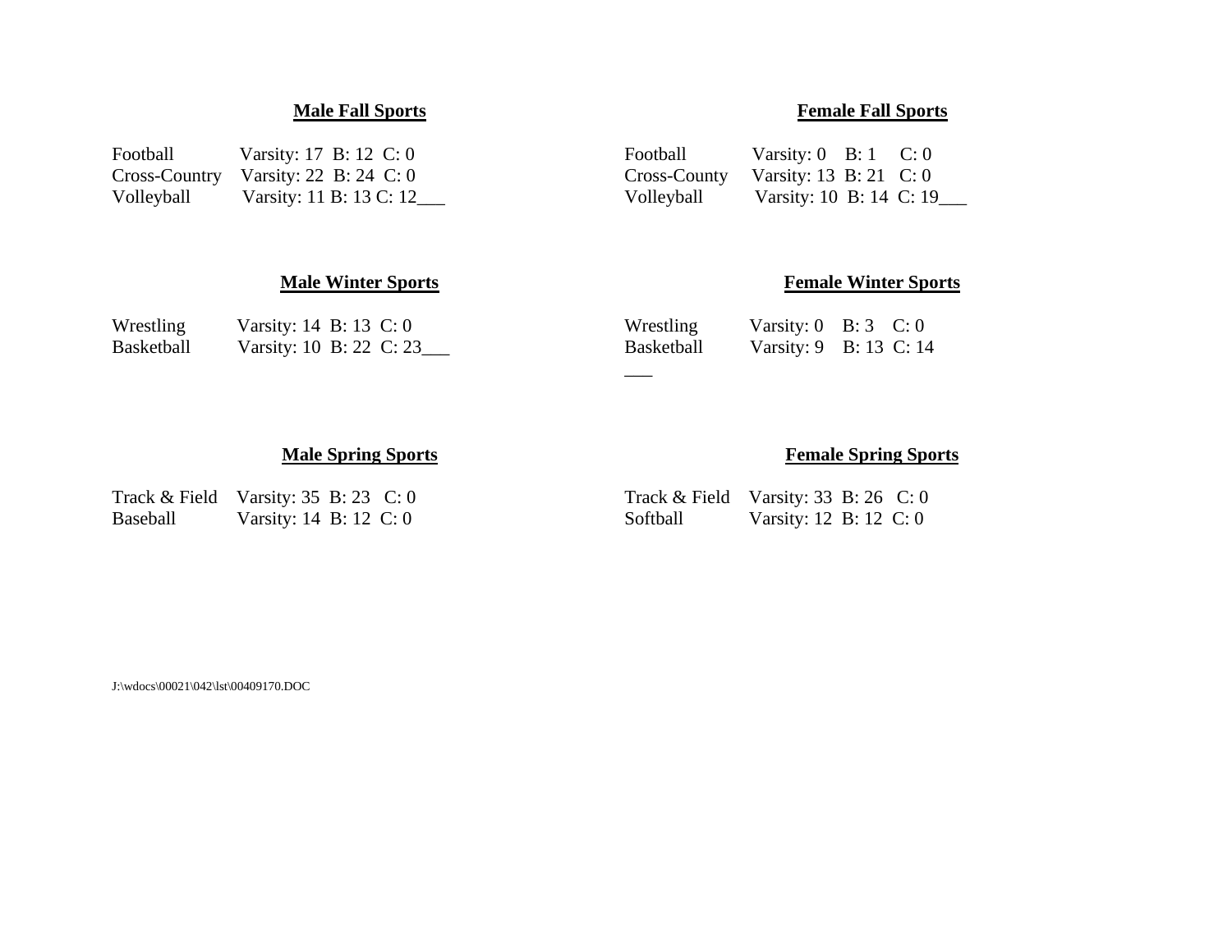**Male Fall Sports**

Football Varsity: 17 B: 12 C: 0
Cross-Country Varsity: 22 B: 24 C: 0
Volleyball Varsity: 11 B: 13 C: 12___

**Female Fall Sports**

Football Varsity: 0 B: 1 C: 0
Cross-County Varsity: 13 B: 21 C: 0
Volleyball Varsity: 10 B: 14 C: 19___

**Male Winter Sports**

Wrestling Varsity: 14 B: 13 C: 0
Basketball Varsity: 10 B: 22 C: 23___

**Female Winter Sports**

Wrestling Varsity: 0 B: 3 C: 0
Basketball Varsity: 9 B: 13 C: 14
___

**Male Spring Sports**

Track & Field Varsity: 35 B: 23 C: 0
Baseball Varsity: 14 B: 12 C: 0

**Female Spring Sports**

Track & Field Varsity: 33 B: 26 C: 0
Softball Varsity: 12 B: 12 C: 0

J:\wdocs\00021\042\lst\00409170.DOC